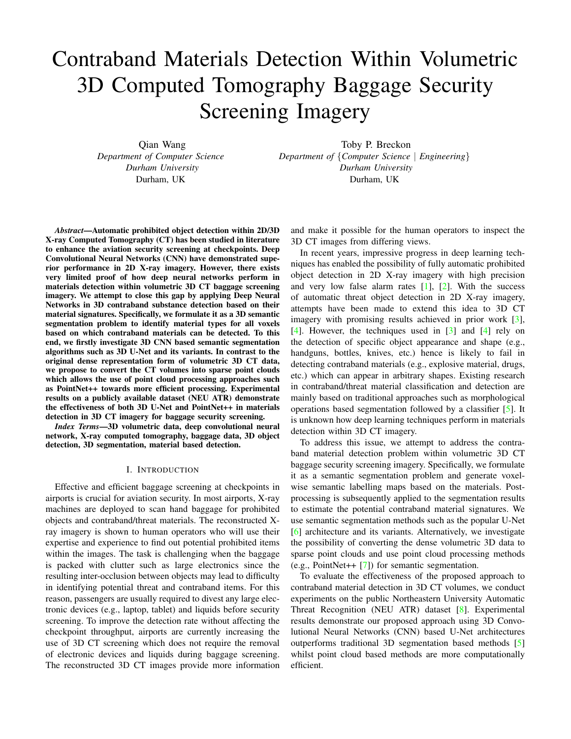# Contraband Materials Detection Within Volumetric 3D Computed Tomography Baggage Security Screening Imagery

Qian Wang
*Department of Computer Science*
*Durham University*
Durham, UK

Toby P. Breckon
*Department of {Computer Science | Engineering}*
*Durham University*
Durham, UK

***Abstract*—Automatic prohibited object detection within 2D/3D X-ray Computed Tomography (CT) has been studied in literature to enhance the aviation security screening at checkpoints. Deep Convolutional Neural Networks (CNN) have demonstrated superior performance in 2D X-ray imagery. However, there exists very limited proof of how deep neural networks perform in materials detection within volumetric 3D CT baggage screening imagery. We attempt to close this gap by applying Deep Neural Networks in 3D contraband substance detection based on their material signatures. Specifically, we formulate it as a 3D semantic segmentation problem to identify material types for all voxels based on which contraband materials can be detected. To this end, we firstly investigate 3D CNN based semantic segmentation algorithms such as 3D U-Net and its variants. In contrast to the original dense representation form of volumetric 3D CT data, we propose to convert the CT volumes into sparse point clouds which allows the use of point cloud processing approaches such as PointNet++ towards more efficient processing. Experimental results on a publicly available dataset (NEU ATR) demonstrate the effectiveness of both 3D U-Net and PointNet++ in materials detection in 3D CT imagery for baggage security screening.**

***Index Terms*—3D volumetric data, deep convolutional neural network, X-ray computed tomography, baggage data, 3D object detection, 3D segmentation, material based detection.**

## I. Introduction

Effective and efficient baggage screening at checkpoints in airports is crucial for aviation security. In most airports, X-ray machines are deployed to scan hand baggage for prohibited objects and contraband/threat materials. The reconstructed X-ray imagery is shown to human operators who will use their expertise and experience to find out potential prohibited items within the images. The task is challenging when the baggage is packed with clutter such as large electronics since the resulting inter-occlusion between objects may lead to difficulty in identifying potential threat and contraband items. For this reason, passengers are usually required to divest any large electronic devices (e.g., laptop, tablet) and liquids before security screening. To improve the detection rate without affecting the checkpoint throughput, airports are currently increasing the use of 3D CT screening which does not require the removal of electronic devices and liquids during baggage screening. The reconstructed 3D CT images provide more information and make it possible for the human operators to inspect the 3D CT images from differing views.

In recent years, impressive progress in deep learning techniques has enabled the possibility of fully automatic prohibited object detection in 2D X-ray imagery with high precision and very low false alarm rates [1], [2]. With the success of automatic threat object detection in 2D X-ray imagery, attempts have been made to extend this idea to 3D CT imagery with promising results achieved in prior work [3], [4]. However, the techniques used in [3] and [4] rely on the detection of specific object appearance and shape (e.g., handguns, bottles, knives, etc.) hence is likely to fail in detecting contraband materials (e.g., explosive material, drugs, etc.) which can appear in arbitrary shapes. Existing research in contraband/threat material classification and detection are mainly based on traditional approaches such as morphological operations based segmentation followed by a classifier [5]. It is unknown how deep learning techniques perform in materials detection within 3D CT imagery.

To address this issue, we attempt to address the contraband material detection problem within volumetric 3D CT baggage security screening imagery. Specifically, we formulate it as a semantic segmentation problem and generate voxel-wise semantic labelling maps based on the materials. Post-processing is subsequently applied to the segmentation results to estimate the potential contraband material signatures. We use semantic segmentation methods such as the popular U-Net [6] architecture and its variants. Alternatively, we investigate the possibility of converting the dense volumetric 3D data to sparse point clouds and use point cloud processing methods (e.g., PointNet++ [7]) for semantic segmentation.

To evaluate the effectiveness of the proposed approach to contraband material detection in 3D CT volumes, we conduct experiments on the public Northeastern University Automatic Threat Recognition (NEU ATR) dataset [8]. Experimental results demonstrate our proposed approach using 3D Convolutional Neural Networks (CNN) based U-Net architectures outperforms traditional 3D segmentation based methods [5] whilst point cloud based methods are more computationally efficient.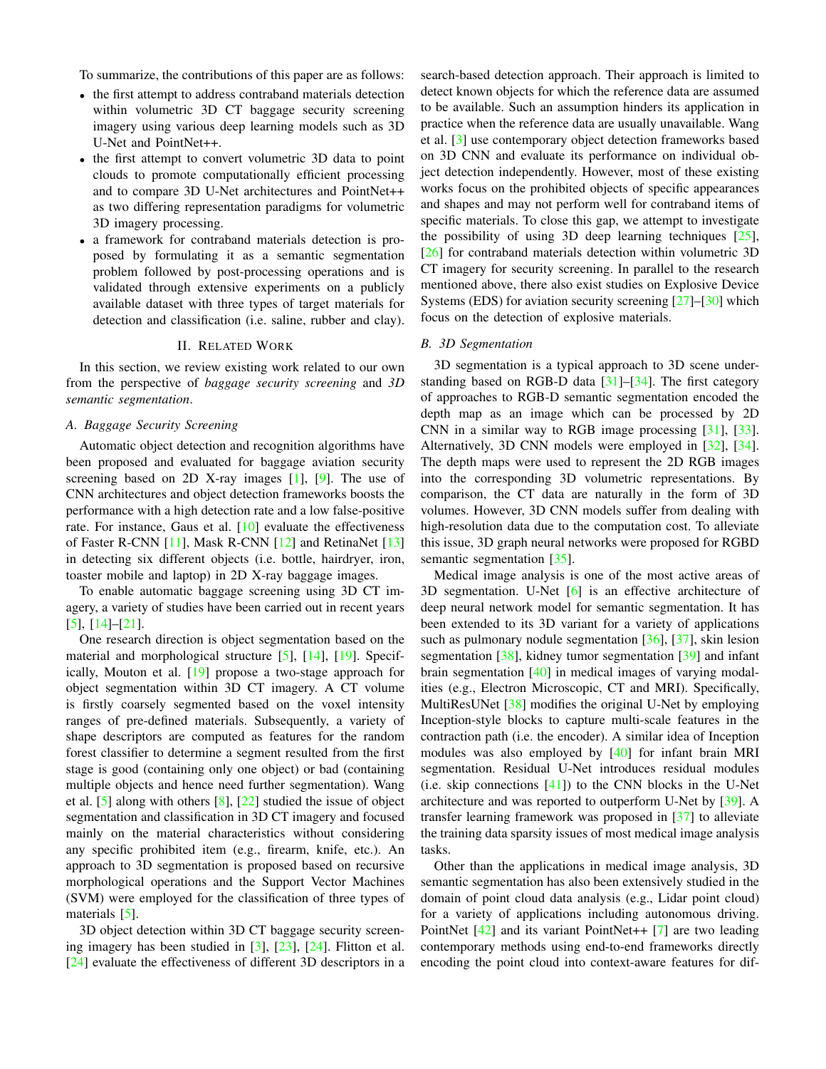To summarize, the contributions of this paper are as follows:

- the first attempt to address contraband materials detection within volumetric 3D CT baggage security screening imagery using various deep learning models such as 3D U-Net and PointNet++.
- the first attempt to convert volumetric 3D data to point clouds to promote computationally efficient processing and to compare 3D U-Net architectures and PointNet++ as two differing representation paradigms for volumetric 3D imagery processing.
- a framework for contraband materials detection is proposed by formulating it as a semantic segmentation problem followed by post-processing operations and is validated through extensive experiments on a publicly available dataset with three types of target materials for detection and classification (i.e. saline, rubber and clay).

## II. Related Work

In this section, we review existing work related to our own from the perspective of *baggage security screening* and *3D semantic segmentation*.

### A. Baggage Security Screening

Automatic object detection and recognition algorithms have been proposed and evaluated for baggage aviation security screening based on 2D X-ray images [1], [9]. The use of CNN architectures and object detection frameworks boosts the performance with a high detection rate and a low false-positive rate. For instance, Gaus et al. [10] evaluate the effectiveness of Faster R-CNN [11], Mask R-CNN [12] and RetinaNet [13] in detecting six different objects (i.e. bottle, hairdryer, iron, toaster mobile and laptop) in 2D X-ray baggage images.

To enable automatic baggage screening using 3D CT imagery, a variety of studies have been carried out in recent years [5], [14]–[21].

One research direction is object segmentation based on the material and morphological structure [5], [14], [19]. Specifically, Mouton et al. [19] propose a two-stage approach for object segmentation within 3D CT imagery. A CT volume is firstly coarsely segmented based on the voxel intensity ranges of pre-defined materials. Subsequently, a variety of shape descriptors are computed as features for the random forest classifier to determine a segment resulted from the first stage is good (containing only one object) or bad (containing multiple objects and hence need further segmentation). Wang et al. [5] along with others [8], [22] studied the issue of object segmentation and classification in 3D CT imagery and focused mainly on the material characteristics without considering any specific prohibited item (e.g., firearm, knife, etc.). An approach to 3D segmentation is proposed based on recursive morphological operations and the Support Vector Machines (SVM) were employed for the classification of three types of materials [5].

3D object detection within 3D CT baggage security screening imagery has been studied in [3], [23], [24]. Flitton et al. [24] evaluate the effectiveness of different 3D descriptors in a search-based detection approach. Their approach is limited to detect known objects for which the reference data are assumed to be available. Such an assumption hinders its application in practice when the reference data are usually unavailable. Wang et al. [3] use contemporary object detection frameworks based on 3D CNN and evaluate its performance on individual object detection independently. However, most of these existing works focus on the prohibited objects of specific appearances and shapes and may not perform well for contraband items of specific materials. To close this gap, we attempt to investigate the possibility of using 3D deep learning techniques [25], [26] for contraband materials detection within volumetric 3D CT imagery for security screening. In parallel to the research mentioned above, there also exist studies on Explosive Device Systems (EDS) for aviation security screening [27]–[30] which focus on the detection of explosive materials.

### B. 3D Segmentation

3D segmentation is a typical approach to 3D scene understanding based on RGB-D data [31]–[34]. The first category of approaches to RGB-D semantic segmentation encoded the depth map as an image which can be processed by 2D CNN in a similar way to RGB image processing [31], [33]. Alternatively, 3D CNN models were employed in [32], [34]. The depth maps were used to represent the 2D RGB images into the corresponding 3D volumetric representations. By comparison, the CT data are naturally in the form of 3D volumes. However, 3D CNN models suffer from dealing with high-resolution data due to the computation cost. To alleviate this issue, 3D graph neural networks were proposed for RGBD semantic segmentation [35].

Medical image analysis is one of the most active areas of 3D segmentation. U-Net [6] is an effective architecture of deep neural network model for semantic segmentation. It has been extended to its 3D variant for a variety of applications such as pulmonary nodule segmentation [36], [37], skin lesion segmentation [38], kidney tumor segmentation [39] and infant brain segmentation [40] in medical images of varying modalities (e.g., Electron Microscopic, CT and MRI). Specifically, MultiResUNet [38] modifies the original U-Net by employing Inception-style blocks to capture multi-scale features in the contraction path (i.e. the encoder). A similar idea of Inception modules was also employed by [40] for infant brain MRI segmentation. Residual U-Net introduces residual modules (i.e. skip connections [41]) to the CNN blocks in the U-Net architecture and was reported to outperform U-Net by [39]. A transfer learning framework was proposed in [37] to alleviate the training data sparsity issues of most medical image analysis tasks.

Other than the applications in medical image analysis, 3D semantic segmentation has also been extensively studied in the domain of point cloud data analysis (e.g., Lidar point cloud) for a variety of applications including autonomous driving. PointNet [42] and its variant PointNet++ [7] are two leading contemporary methods using end-to-end frameworks directly encoding the point cloud into context-aware features for dif-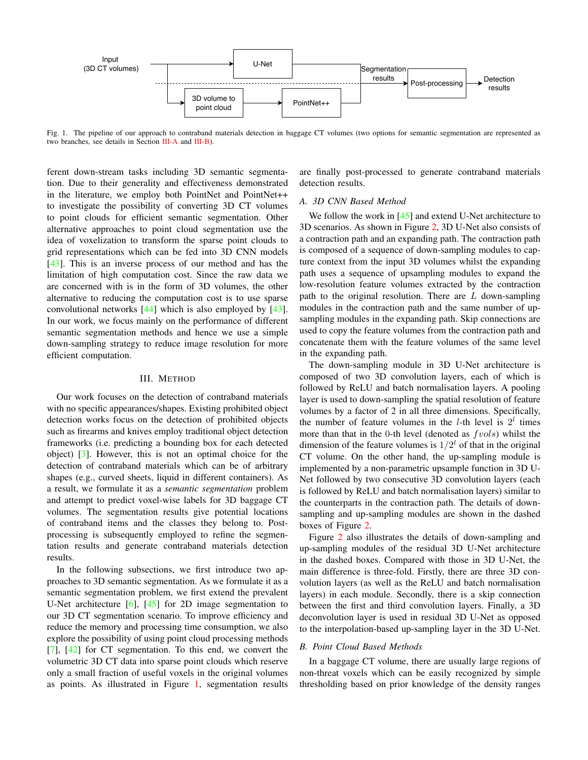Fig. 1. The pipeline of our approach to contraband materials detection in baggage CT volumes (two options for semantic segmentation are represented as two branches, see details in Section III-A and III-B).

ferent down-stream tasks including 3D semantic segmentation. Due to their generality and effectiveness demonstrated in the literature, we employ both PointNet and PointNet++ to investigate the possibility of converting 3D CT volumes to point clouds for efficient semantic segmentation. Other alternative approaches to point cloud segmentation use the idea of voxelization to transform the sparse point clouds to grid representations which can be fed into 3D CNN models [43]. This is an inverse process of our method and has the limitation of high computation cost. Since the raw data we are concerned with is in the form of 3D volumes, the other alternative to reducing the computation cost is to use sparse convolutional networks [44] which is also employed by [43]. In our work, we focus mainly on the performance of different semantic segmentation methods and hence we use a simple down-sampling strategy to reduce image resolution for more efficient computation.

## III. Method

Our work focuses on the detection of contraband materials with no specific appearances/shapes. Existing prohibited object detection works focus on the detection of prohibited objects such as firearms and knives employ traditional object detection frameworks (i.e. predicting a bounding box for each detected object) [3]. However, this is not an optimal choice for the detection of contraband materials which can be of arbitrary shapes (e.g., curved sheets, liquid in different containers). As a result, we formulate it as a *semantic segmentation* problem and attempt to predict voxel-wise labels for 3D baggage CT volumes. The segmentation results give potential locations of contraband items and the classes they belong to. Post-processing is subsequently employed to refine the segmentation results and generate contraband materials detection results.

In the following subsections, we first introduce two approaches to 3D semantic segmentation. As we formulate it as a semantic segmentation problem, we first extend the prevalent U-Net architecture [6], [45] for 2D image segmentation to our 3D CT segmentation scenario. To improve efficiency and reduce the memory and processing time consumption, we also explore the possibility of using point cloud processing methods [7], [42] for CT segmentation. To this end, we convert the volumetric 3D CT data into sparse point clouds which reserve only a small fraction of useful voxels in the original volumes as points. As illustrated in Figure 1, segmentation results are finally post-processed to generate contraband materials detection results.

### A. 3D CNN Based Method

We follow the work in [45] and extend U-Net architecture to 3D scenarios. As shown in Figure 2, 3D U-Net also consists of a contraction path and an expanding path. The contraction path is composed of a sequence of down-sampling modules to capture context from the input 3D volumes whilst the expanding path uses a sequence of upsampling modules to expand the low-resolution feature volumes extracted by the contraction path to the original resolution. There are $L$ down-sampling modules in the contraction path and the same number of up-sampling modules in the expanding path. Skip connections are used to copy the feature volumes from the contraction path and concatenate them with the feature volumes of the same level in the expanding path.

The down-sampling module in 3D U-Net architecture is composed of two 3D convolution layers, each of which is followed by ReLU and batch normalisation layers. A pooling layer is used to down-sampling the spatial resolution of feature volumes by a factor of 2 in all three dimensions. Specifically, the number of feature volumes in the $l$-th level is $2^l$ times more than that in the 0-th level (denoted as $fvols$) whilst the dimension of the feature volumes is $1/2^l$ of that in the original CT volume. On the other hand, the up-sampling module is implemented by a non-parametric upsample function in 3D U-Net followed by two consecutive 3D convolution layers (each is followed by ReLU and batch normalisation layers) similar to the counterparts in the contraction path. The details of down-sampling and up-sampling modules are shown in the dashed boxes of Figure 2.

Figure 2 also illustrates the details of down-sampling and up-sampling modules of the residual 3D U-Net architecture in the dashed boxes. Compared with those in 3D U-Net, the main difference is three-fold. Firstly, there are three 3D convolution layers (as well as the ReLU and batch normalisation layers) in each module. Secondly, there is a skip connection between the first and third convolution layers. Finally, a 3D deconvolution layer is used in residual 3D U-Net as opposed to the interpolation-based up-sampling layer in the 3D U-Net.

### B. Point Cloud Based Methods

In a baggage CT volume, there are usually large regions of non-threat voxels which can be easily recognized by simple thresholding based on prior knowledge of the density ranges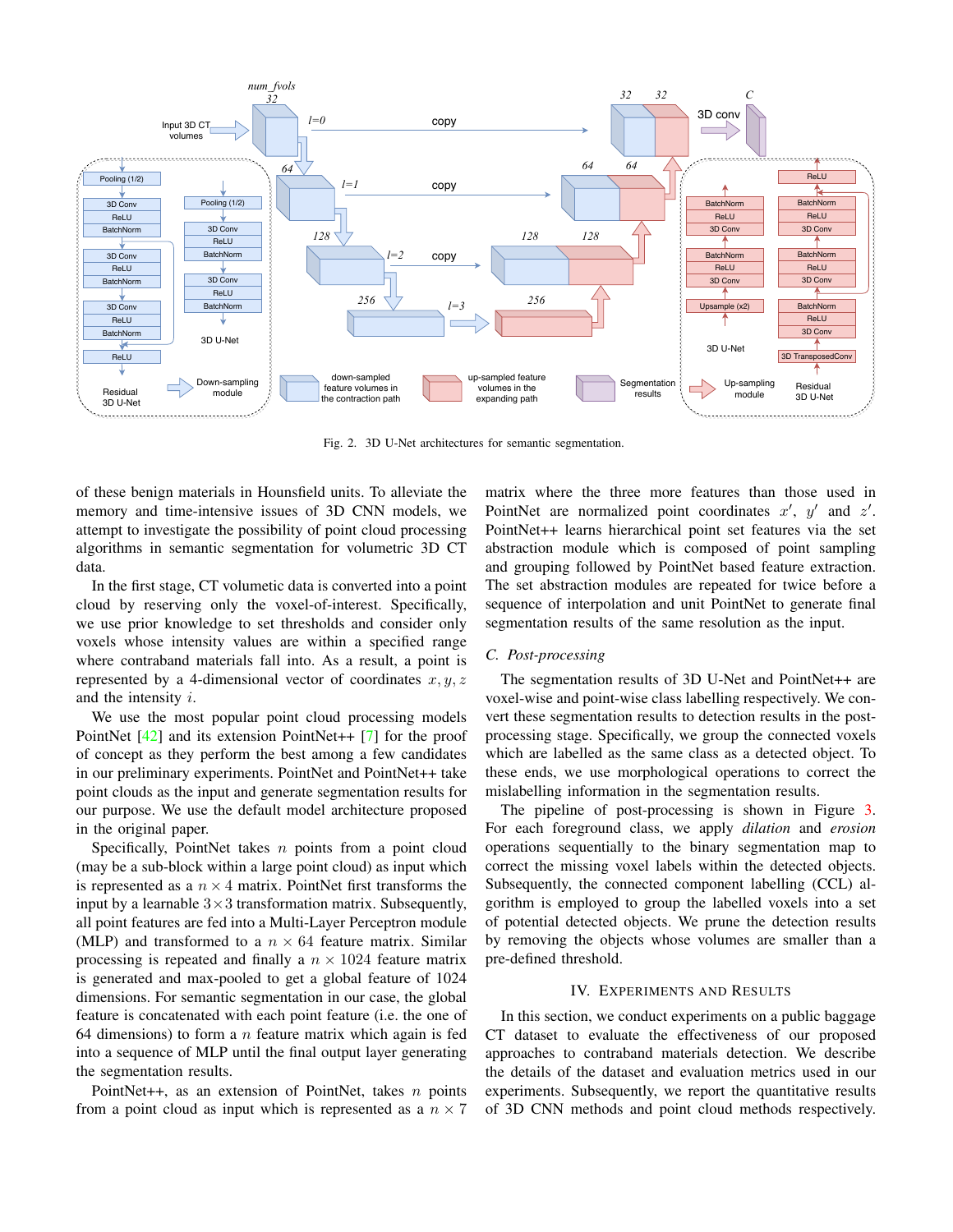Fig. 2. 3D U-Net architectures for semantic segmentation.

of these benign materials in Hounsfield units. To alleviate the memory and time-intensive issues of 3D CNN models, we attempt to investigate the possibility of point cloud processing algorithms in semantic segmentation for volumetric 3D CT data.

In the first stage, CT volumetic data is converted into a point cloud by reserving only the voxel-of-interest. Specifically, we use prior knowledge to set thresholds and consider only voxels whose intensity values are within a specified range where contraband materials fall into. As a result, a point is represented by a 4-dimensional vector of coordinates $x, y, z$ and the intensity $i$.

We use the most popular point cloud processing models PointNet [42] and its extension PointNet++ [7] for the proof of concept as they perform the best among a few candidates in our preliminary experiments. PointNet and PointNet++ take point clouds as the input and generate segmentation results for our purpose. We use the default model architecture proposed in the original paper.

Specifically, PointNet takes $n$ points from a point cloud (may be a sub-block within a large point cloud) as input which is represented as a $n \times 4$ matrix. PointNet first transforms the input by a learnable $3 \times 3$ transformation matrix. Subsequently, all point features are fed into a Multi-Layer Perceptron module (MLP) and transformed to a $n \times 64$ feature matrix. Similar processing is repeated and finally a $n \times 1024$ feature matrix is generated and max-pooled to get a global feature of 1024 dimensions. For semantic segmentation in our case, the global feature is concatenated with each point feature (i.e. the one of 64 dimensions) to form a $n$ feature matrix which again is fed into a sequence of MLP until the final output layer generating the segmentation results.

PointNet++, as an extension of PointNet, takes $n$ points from a point cloud as input which is represented as a $n \times 7$ matrix where the three more features than those used in PointNet are normalized point coordinates $x'$, $y'$ and $z'$. PointNet++ learns hierarchical point set features via the set abstraction module which is composed of point sampling and grouping followed by PointNet based feature extraction. The set abstraction modules are repeated for twice before a sequence of interpolation and unit PointNet to generate final segmentation results of the same resolution as the input.

### C. Post-processing

The segmentation results of 3D U-Net and PointNet++ are voxel-wise and point-wise class labelling respectively. We convert these segmentation results to detection results in the post-processing stage. Specifically, we group the connected voxels which are labelled as the same class as a detected object. To these ends, we use morphological operations to correct the mislabelling information in the segmentation results.

The pipeline of post-processing is shown in Figure 3. For each foreground class, we apply *dilation* and *erosion* operations sequentially to the binary segmentation map to correct the missing voxel labels within the detected objects. Subsequently, the connected component labelling (CCL) algorithm is employed to group the labelled voxels into a set of potential detected objects. We prune the detection results by removing the objects whose volumes are smaller than a pre-defined threshold.

## IV. Experiments and Results

In this section, we conduct experiments on a public baggage CT dataset to evaluate the effectiveness of our proposed approaches to contraband materials detection. We describe the details of the dataset and evaluation metrics used in our experiments. Subsequently, we report the quantitative results of 3D CNN methods and point cloud methods respectively.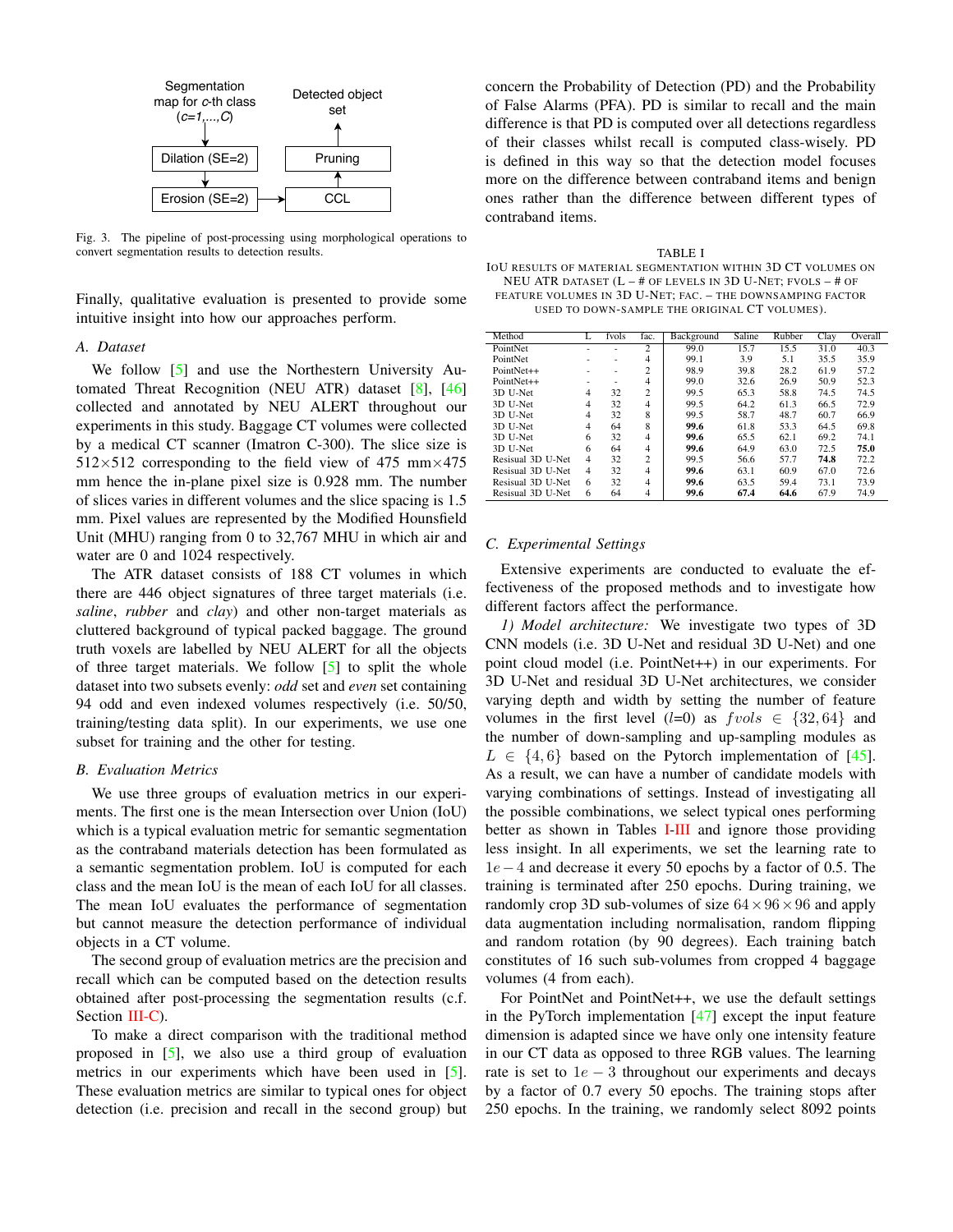Segmentation map for $c$-th class ($c$=1,...,$C$) → Dilation (SE=2) → Erosion (SE=2) → CCL → Pruning → Detected object set

Fig. 3. The pipeline of post-processing using morphological operations to convert segmentation results to detection results.

Finally, qualitative evaluation is presented to provide some intuitive insight into how our approaches perform.

### A. Dataset

We follow [5] and use the Northestern University Automated Threat Recognition (NEU ATR) dataset [8], [46] collected and annotated by NEU ALERT throughout our experiments in this study. Baggage CT volumes were collected by a medical CT scanner (Imatron C-300). The slice size is 512×512 corresponding to the field view of 475 mm×475 mm hence the in-plane pixel size is 0.928 mm. The number of slices varies in different volumes and the slice spacing is 1.5 mm. Pixel values are represented by the Modified Hounsfield Unit (MHU) ranging from 0 to 32,767 MHU in which air and water are 0 and 1024 respectively.

The ATR dataset consists of 188 CT volumes in which there are 446 object signatures of three target materials (i.e. *saline*, *rubber* and *clay*) and other non-target materials as cluttered background of typical packed baggage. The ground truth voxels are labelled by NEU ALERT for all the objects of three target materials. We follow [5] to split the whole dataset into two subsets evenly: *odd* set and *even* set containing 94 odd and even indexed volumes respectively (i.e. 50/50, training/testing data split). In our experiments, we use one subset for training and the other for testing.

### B. Evaluation Metrics

We use three groups of evaluation metrics in our experiments. The first one is the mean Intersection over Union (IoU) which is a typical evaluation metric for semantic segmentation as the contraband materials detection has been formulated as a semantic segmentation problem. IoU is computed for each class and the mean IoU is the mean of each IoU for all classes. The mean IoU evaluates the performance of segmentation but cannot measure the detection performance of individual objects in a CT volume.

The second group of evaluation metrics are the precision and recall which can be computed based on the detection results obtained after post-processing the segmentation results (c.f. Section III-C).

To make a direct comparison with the traditional method proposed in [5], we also use a third group of evaluation metrics in our experiments which have been used in [5]. These evaluation metrics are similar to typical ones for object detection (i.e. precision and recall in the second group) but concern the Probability of Detection (PD) and the Probability of False Alarms (PFA). PD is similar to recall and the main difference is that PD is computed over all detections regardless of their classes whilst recall is computed class-wisely. PD is defined in this way so that the detection model focuses more on the difference between contraband items and benign ones rather than the difference between different types of contraband items.

TABLE I
IoU results of material segmentation within 3D CT volumes on NEU ATR dataset (L – # of levels in 3D U-Net; fvols – # of feature volumes in 3D U-Net; fac. – the downsamping factor used to down-sample the original CT volumes).

| Method | L | fvols | fac. | Background | Saline | Rubber | Clay | Overall |
|---|---|---|---|---|---|---|---|---|
| PointNet | - | - | 2 | 99.0 | 15.7 | 15.5 | 31.0 | 40.3 |
| PointNet | - | - | 4 | 99.1 | 3.9 | 5.1 | 35.5 | 35.9 |
| PointNet++ | - | - | 2 | 98.9 | 39.8 | 28.2 | 61.9 | 57.2 |
| PointNet++ | - | - | 4 | 99.0 | 32.6 | 26.9 | 50.9 | 52.3 |
| 3D U-Net | 4 | 32 | 2 | 99.5 | 65.3 | 58.8 | 74.5 | 74.5 |
| 3D U-Net | 4 | 32 | 4 | 99.5 | 64.2 | 61.3 | 66.5 | 72.9 |
| 3D U-Net | 4 | 32 | 8 | 99.5 | 58.7 | 48.7 | 60.7 | 66.9 |
| 3D U-Net | 4 | 64 | 8 | **99.6** | 61.8 | 53.3 | 64.5 | 69.8 |
| 3D U-Net | 6 | 32 | 4 | **99.6** | 65.5 | 62.1 | 69.2 | 74.1 |
| 3D U-Net | 6 | 64 | 4 | **99.6** | 64.9 | 63.0 | 72.5 | **75.0** |
| Resisual 3D U-Net | 4 | 32 | 2 | 99.5 | 56.6 | 57.7 | **74.8** | 72.2 |
| Resisual 3D U-Net | 4 | 32 | 4 | **99.6** | 63.1 | 60.9 | 67.0 | 72.6 |
| Resisual 3D U-Net | 6 | 32 | 4 | **99.6** | 63.5 | 59.4 | 73.1 | 73.9 |
| Resisual 3D U-Net | 6 | 64 | 4 | **99.6** | **67.4** | **64.6** | 67.9 | 74.9 |

### C. Experimental Settings

Extensive experiments are conducted to evaluate the effectiveness of the proposed methods and to investigate how different factors affect the performance.

*1) Model architecture:* We investigate two types of 3D CNN models (i.e. 3D U-Net and residual 3D U-Net) and one point cloud model (i.e. PointNet++) in our experiments. For 3D U-Net and residual 3D U-Net architectures, we consider varying depth and width by setting the number of feature volumes in the first level ($l$=0) as $fvols \in \{32, 64\}$ and the number of down-sampling and up-sampling modules as $L \in \{4, 6\}$ based on the Pytorch implementation of [45]. As a result, we can have a number of candidate models with varying combinations of settings. Instead of investigating all the possible combinations, we select typical ones performing better as shown in Tables I-III and ignore those providing less insight. In all experiments, we set the learning rate to $1e-4$ and decrease it every 50 epochs by a factor of 0.5. The training is terminated after 250 epochs. During training, we randomly crop 3D sub-volumes of size $64 \times 96 \times 96$ and apply data augmentation including normalisation, random flipping and random rotation (by 90 degrees). Each training batch constitutes of 16 such sub-volumes from cropped 4 baggage volumes (4 from each).

For PointNet and PointNet++, we use the default settings in the PyTorch implementation [47] except the input feature dimension is adapted since we have only one intensity feature in our CT data as opposed to three RGB values. The learning rate is set to $1e-3$ throughout our experiments and decays by a factor of 0.7 every 50 epochs. The training stops after 250 epochs. In the training, we randomly select 8092 points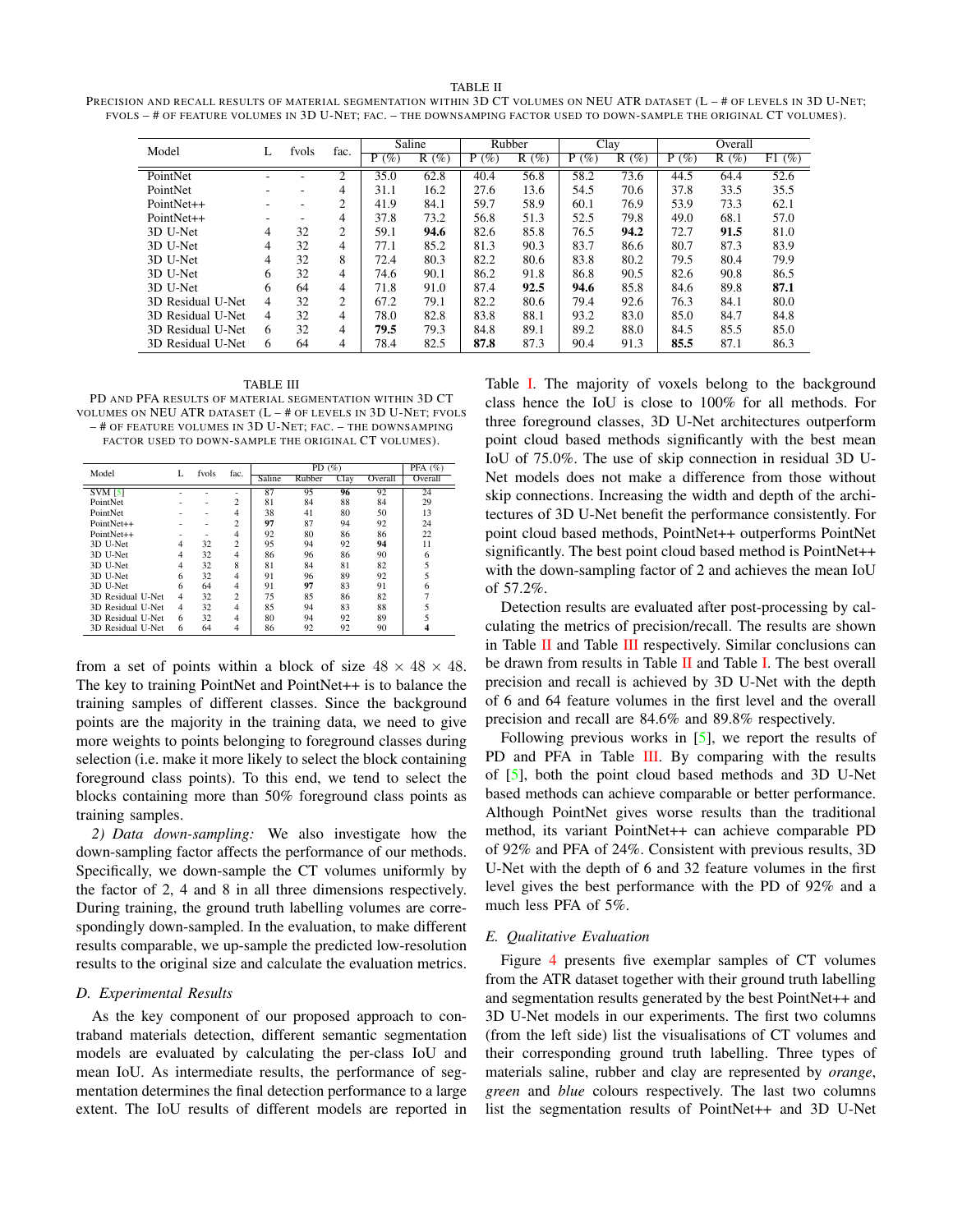TABLE II

PRECISION AND RECALL RESULTS OF MATERIAL SEGMENTATION WITHIN 3D CT VOLUMES ON NEU ATR DATASET (L – # OF LEVELS IN 3D U-NET; FVOLS – # OF FEATURE VOLUMES IN 3D U-NET; FAC. – THE DOWNSAMPING FACTOR USED TO DOWN-SAMPLE THE ORIGINAL CT VOLUMES).

| Model | L | fvols | fac. | Saline | | Rubber | | Clay | | Overall | | |
|---|---|---|---|---|---|---|---|---|---|---|---|---|
| | | | | P (%) | R (%) | P (%) | R (%) | P (%) | R (%) | P (%) | R (%) | F1 (%) |
| PointNet | - | - | 2 | 35.0 | 62.8 | 40.4 | 56.8 | 58.2 | 73.6 | 44.5 | 64.4 | 52.6 |
| PointNet | - | - | 4 | 31.1 | 16.2 | 27.6 | 13.6 | 54.5 | 70.6 | 37.8 | 33.5 | 35.5 |
| PointNet++ | - | - | 2 | 41.9 | 84.1 | 59.7 | 58.9 | 60.1 | 76.9 | 53.9 | 73.3 | 62.1 |
| PointNet++ | - | - | 4 | 37.8 | 73.2 | 56.8 | 51.3 | 52.5 | 79.8 | 49.0 | 68.1 | 57.0 |
| 3D U-Net | 4 | 32 | 2 | 59.1 | **94.6** | 82.6 | 85.8 | 76.5 | **94.2** | 72.7 | **91.5** | 81.0 |
| 3D U-Net | 4 | 32 | 4 | 77.1 | 85.2 | 81.3 | 90.3 | 83.7 | 86.6 | 80.7 | 87.3 | 83.9 |
| 3D U-Net | 4 | 32 | 8 | 72.4 | 80.3 | 82.2 | 80.6 | 83.8 | 80.2 | 79.5 | 80.4 | 79.9 |
| 3D U-Net | 6 | 32 | 4 | 74.6 | 90.1 | 86.2 | 91.8 | 86.8 | 90.5 | 82.6 | 90.8 | 86.5 |
| 3D U-Net | 6 | 64 | 4 | 71.8 | 91.0 | 87.4 | **92.5** | **94.6** | 85.8 | 84.6 | 89.8 | **87.1** |
| 3D Residual U-Net | 4 | 32 | 2 | 67.2 | 79.1 | 82.2 | 80.6 | 79.4 | 92.6 | 76.3 | 84.1 | 80.0 |
| 3D Residual U-Net | 4 | 32 | 4 | 78.0 | 82.8 | 83.8 | 88.1 | 93.2 | 83.0 | 85.0 | 84.7 | 84.8 |
| 3D Residual U-Net | 6 | 32 | 4 | **79.5** | 79.3 | 84.8 | 89.1 | 89.2 | 88.0 | 84.5 | 85.5 | 85.0 |
| 3D Residual U-Net | 6 | 64 | 4 | 78.4 | 82.5 | **87.8** | 87.3 | 90.4 | 91.3 | **85.5** | 87.1 | 86.3 |

TABLE III

PD AND PFA RESULTS OF MATERIAL SEGMENTATION WITHIN 3D CT VOLUMES ON NEU ATR DATASET (L – # OF LEVELS IN 3D U-NET; FVOLS – # OF FEATURE VOLUMES IN 3D U-NET; FAC. – THE DOWNSAMPING FACTOR USED TO DOWN-SAMPLE THE ORIGINAL CT VOLUMES).

| Model | L | fvols | fac. | PD (%) | | | | PFA (%) |
|---|---|---|---|---|---|---|---|---|
| | | | | Saline | Rubber | Clay | Overall | Overall |
| SVM [5] | - | - | - | 87 | 95 | **96** | 92 | 24 |
| PointNet | - | - | 2 | 81 | 84 | 88 | 84 | 29 |
| PointNet | - | - | 4 | 38 | 41 | 80 | 50 | 13 |
| PointNet++ | - | - | 2 | **97** | 87 | 94 | 92 | 24 |
| PointNet++ | - | - | 4 | 92 | 80 | 86 | 86 | 22 |
| 3D U-Net | 4 | 32 | 2 | 95 | 94 | 92 | **94** | 11 |
| 3D U-Net | 4 | 32 | 4 | 86 | 96 | 86 | 90 | 6 |
| 3D U-Net | 4 | 32 | 8 | 81 | 84 | 81 | 82 | 5 |
| 3D U-Net | 6 | 32 | 4 | 91 | 96 | 89 | 92 | 5 |
| 3D U-Net | 6 | 64 | 4 | 91 | **97** | 83 | 91 | 6 |
| 3D Residual U-Net | 4 | 32 | 2 | 75 | 85 | 86 | 82 | 7 |
| 3D Residual U-Net | 4 | 32 | 4 | 85 | 94 | 83 | 88 | 5 |
| 3D Residual U-Net | 6 | 32 | 4 | 80 | 94 | 92 | 89 | 5 |
| 3D Residual U-Net | 6 | 64 | 4 | 86 | 92 | 92 | 90 | **4** |

from a set of points within a block of size $48 \times 48 \times 48$. The key to training PointNet and PointNet++ is to balance the training samples of different classes. Since the background points are the majority in the training data, we need to give more weights to points belonging to foreground classes during selection (i.e. make it more likely to select the block containing foreground class points). To this end, we tend to select the blocks containing more than 50% foreground class points as training samples.

*2) Data down-sampling:* We also investigate how the down-sampling factor affects the performance of our methods. Specifically, we down-sample the CT volumes uniformly by the factor of 2, 4 and 8 in all three dimensions respectively. During training, the ground truth labelling volumes are correspondingly down-sampled. In the evaluation, to make different results comparable, we up-sample the predicted low-resolution results to the original size and calculate the evaluation metrics.

### D. Experimental Results

As the key component of our proposed approach to contraband materials detection, different semantic segmentation models are evaluated by calculating the per-class IoU and mean IoU. As intermediate results, the performance of segmentation determines the final detection performance to a large extent. The IoU results of different models are reported in Table I. The majority of voxels belong to the background class hence the IoU is close to 100% for all methods. For three foreground classes, 3D U-Net architectures outperform point cloud based methods significantly with the best mean IoU of 75.0%. The use of skip connection in residual 3D U-Net models does not make a difference from those without skip connections. Increasing the width and depth of the architectures of 3D U-Net benefit the performance consistently. For point cloud based methods, PointNet++ outperforms PointNet significantly. The best point cloud based method is PointNet++ with the down-sampling factor of 2 and achieves the mean IoU of 57.2%.

Detection results are evaluated after post-processing by calculating the metrics of precision/recall. The results are shown in Table II and Table III respectively. Similar conclusions can be drawn from results in Table II and Table I. The best overall precision and recall is achieved by 3D U-Net with the depth of 6 and 64 feature volumes in the first level and the overall precision and recall are 84.6% and 89.8% respectively.

Following previous works in [5], we report the results of PD and PFA in Table III. By comparing with the results of [5], both the point cloud based methods and 3D U-Net based methods can achieve comparable or better performance. Although PointNet gives worse results than the traditional method, its variant PointNet++ can achieve comparable PD of 92% and PFA of 24%. Consistent with previous results, 3D U-Net with the depth of 6 and 32 feature volumes in the first level gives the best performance with the PD of 92% and a much less PFA of 5%.

### E. Qualitative Evaluation

Figure 4 presents five exemplar samples of CT volumes from the ATR dataset together with their ground truth labelling and segmentation results generated by the best PointNet++ and 3D U-Net models in our experiments. The first two columns (from the left side) list the visualisations of CT volumes and their corresponding ground truth labelling. Three types of materials saline, rubber and clay are represented by *orange*, *green* and *blue* colours respectively. The last two columns list the segmentation results of PointNet++ and 3D U-Net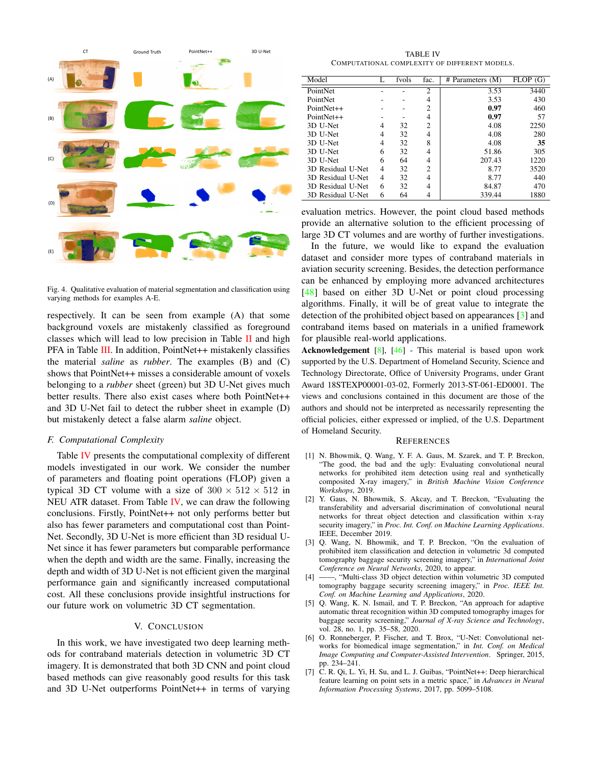Fig. 4. Qualitative evaluation of material segmentation and classification using varying methods for examples A-E.

respectively. It can be seen from example (A) that some background voxels are mistakenly classified as foreground classes which will lead to low precision in Table II and high PFA in Table III. In addition, PointNet++ mistakenly classifies the material *saline* as *rubber*. The examples (B) and (C) shows that PointNet++ misses a considerable amount of voxels belonging to a *rubber* sheet (green) but 3D U-Net gives much better results. There also exist cases where both PointNet++ and 3D U-Net fail to detect the rubber sheet in example (D) but mistakenly detect a false alarm *saline* object.

### *F. Computational Complexity*

Table IV presents the computational complexity of different models investigated in our work. We consider the number of parameters and floating point operations (FLOP) given a typical 3D CT volume with a size of $300 \times 512 \times 512$ in NEU ATR dataset. From Table IV, we can draw the following conclusions. Firstly, PointNet++ not only performs better but also has fewer parameters and computational cost than PointNet. Secondly, 3D U-Net is more efficient than 3D residual U-Net since it has fewer parameters but comparable performance when the depth and width are the same. Finally, increasing the depth and width of 3D U-Net is not efficient given the marginal performance gain and significantly increased computational cost. All these conclusions provide insightful instructions for our future work on volumetric 3D CT segmentation.

## V. Conclusion

In this work, we have investigated two deep learning methods for contraband materials detection in volumetric 3D CT imagery. It is demonstrated that both 3D CNN and point cloud based methods can give reasonably good results for this task and 3D U-Net outperforms PointNet++ in terms of varying evaluation metrics. However, the point cloud based methods provide an alternative solution to the efficient processing of large 3D CT volumes and are worthy of further investigations.

In the future, we would like to expand the evaluation dataset and consider more types of contraband materials in aviation security screening. Besides, the detection performance can be enhanced by employing more advanced architectures [48] based on either 3D U-Net or point cloud processing algorithms. Finally, it will be of great value to integrate the detection of the prohibited object based on appearances [3] and contraband items based on materials in a unified framework for plausible real-world applications.

TABLE IV
Computational complexity of different models.

| Model | L | fvols | fac. | # Parameters (M) | FLOP (G) |
|---|---|---|---|---|---|
| PointNet | - | - | 2 | 3.53 | 3440 |
| PointNet | - | - | 4 | 3.53 | 430 |
| PointNet++ | - | - | 2 | **0.97** | 460 |
| PointNet++ | - | - | 4 | **0.97** | 57 |
| 3D U-Net | 4 | 32 | 2 | 4.08 | 2250 |
| 3D U-Net | 4 | 32 | 4 | 4.08 | 280 |
| 3D U-Net | 4 | 32 | 8 | 4.08 | **35** |
| 3D U-Net | 6 | 32 | 4 | 51.86 | 305 |
| 3D U-Net | 6 | 64 | 4 | 207.43 | 1220 |
| 3D Residual U-Net | 4 | 32 | 2 | 8.77 | 3520 |
| 3D Residual U-Net | 4 | 32 | 4 | 8.77 | 440 |
| 3D Residual U-Net | 6 | 32 | 4 | 84.87 | 470 |
| 3D Residual U-Net | 6 | 64 | 4 | 339.44 | 1880 |

**Acknowledgement** [8], [46] - This material is based upon work supported by the U.S. Department of Homeland Security, Science and Technology Directorate, Office of University Programs, under Grant Award 18STEXP00001-03-02, Formerly 2013-ST-061-ED0001. The views and conclusions contained in this document are those of the authors and should not be interpreted as necessarily representing the official policies, either expressed or implied, of the U.S. Department of Homeland Security.

## References

[1] N. Bhowmik, Q. Wang, Y. F. A. Gaus, M. Szarek, and T. P. Breckon, "The good, the bad and the ugly: Evaluating convolutional neural networks for prohibited item detection using real and synthetically composited X-ray imagery," in *British Machine Vision Conference Workshops*, 2019.

[2] Y. Gaus, N. Bhowmik, S. Akcay, and T. Breckon, "Evaluating the transferability and adversarial discrimination of convolutional neural networks for threat object detection and classification within x-ray security imagery," in *Proc. Int. Conf. on Machine Learning Applications*. IEEE, December 2019.

[3] Q. Wang, N. Bhowmik, and T. P. Breckon, "On the evaluation of prohibited item classification and detection in volumetric 3d computed tomography baggage security screening imagery," in *International Joint Conference on Neural Networks*, 2020, to appear.

[4] ——, "Multi-class 3D object detection within volumetric 3D computed tomography baggage security screening imagery," in *Proc. IEEE Int. Conf. on Machine Learning and Applications*, 2020.

[5] Q. Wang, K. N. Ismail, and T. P. Breckon, "An approach for adaptive automatic threat recognition within 3D computed tomography images for baggage security screening," *Journal of X-ray Science and Technology*, vol. 28, no. 1, pp. 35–58, 2020.

[6] O. Ronneberger, P. Fischer, and T. Brox, "U-Net: Convolutional networks for biomedical image segmentation," in *Int. Conf. on Medical Image Computing and Computer-Assisted Intervention*. Springer, 2015, pp. 234–241.

[7] C. R. Qi, L. Yi, H. Su, and L. J. Guibas, "PointNet++: Deep hierarchical feature learning on point sets in a metric space," in *Advances in Neural Information Processing Systems*, 2017, pp. 5099–5108.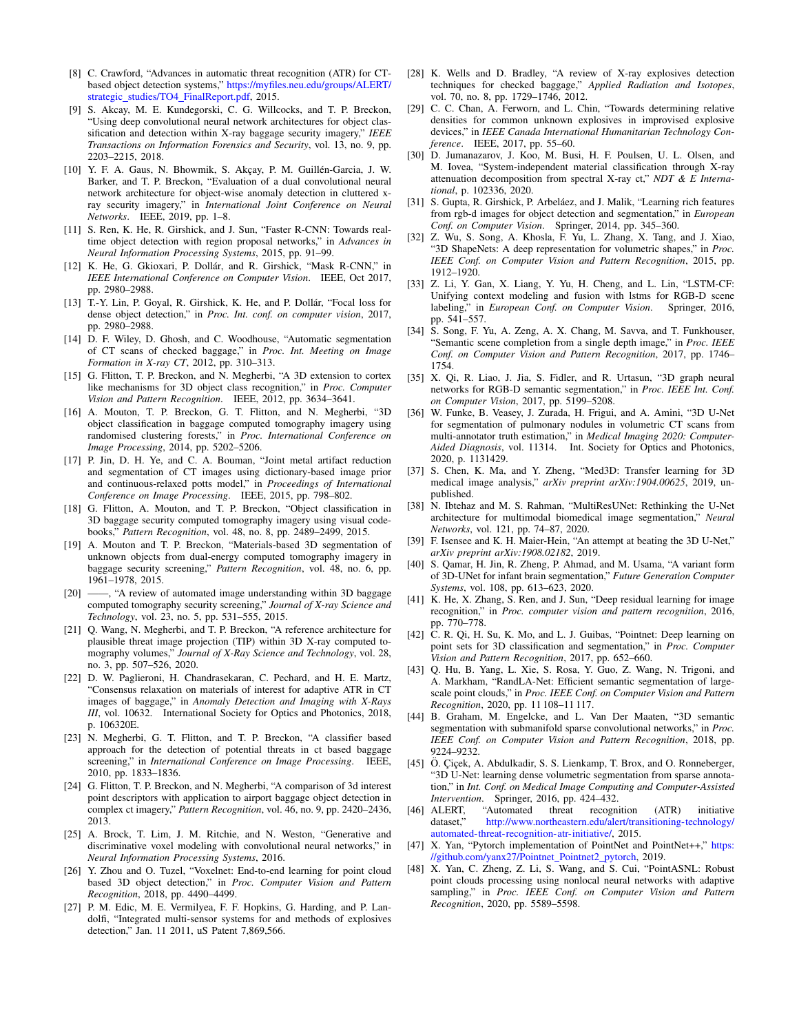[8] C. Crawford, "Advances in automatic threat recognition (ATR) for CT-based object detection systems," https://myfiles.neu.edu/groups/ALERT/strategic_studies/TO4_FinalReport.pdf, 2015.

[9] S. Akcay, M. E. Kundegorski, C. G. Willcocks, and T. P. Breckon, "Using deep convolutional neural network architectures for object classification and detection within X-ray baggage security imagery," *IEEE Transactions on Information Forensics and Security*, vol. 13, no. 9, pp. 2203–2215, 2018.

[10] Y. F. A. Gaus, N. Bhowmik, S. Akçay, P. M. Guillén-Garcia, J. W. Barker, and T. P. Breckon, "Evaluation of a dual convolutional neural network architecture for object-wise anomaly detection in cluttered x-ray security imagery," in *International Joint Conference on Neural Networks*. IEEE, 2019, pp. 1–8.

[11] S. Ren, K. He, R. Girshick, and J. Sun, "Faster R-CNN: Towards real-time object detection with region proposal networks," in *Advances in Neural Information Processing Systems*, 2015, pp. 91–99.

[12] K. He, G. Gkioxari, P. Dollár, and R. Girshick, "Mask R-CNN," in *IEEE International Conference on Computer Vision*. IEEE, Oct 2017, pp. 2980–2988.

[13] T.-Y. Lin, P. Goyal, R. Girshick, K. He, and P. Dollár, "Focal loss for dense object detection," in *Proc. Int. conf. on computer vision*, 2017, pp. 2980–2988.

[14] D. F. Wiley, D. Ghosh, and C. Woodhouse, "Automatic segmentation of CT scans of checked baggage," in *Proc. Int. Meeting on Image Formation in X-ray CT*, 2012, pp. 310–313.

[15] G. Flitton, T. P. Breckon, and N. Megherbi, "A 3D extension to cortex like mechanisms for 3D object class recognition," in *Proc. Computer Vision and Pattern Recognition*. IEEE, 2012, pp. 3634–3641.

[16] A. Mouton, T. P. Breckon, G. T. Flitton, and N. Megherbi, "3D object classification in baggage computed tomography imagery using randomised clustering forests," in *Proc. International Conference on Image Processing*, 2014, pp. 5202–5206.

[17] P. Jin, D. H. Ye, and C. A. Bouman, "Joint metal artifact reduction and segmentation of CT images using dictionary-based image prior and continuous-relaxed potts model," in *Proceedings of International Conference on Image Processing*. IEEE, 2015, pp. 798–802.

[18] G. Flitton, A. Mouton, and T. P. Breckon, "Object classification in 3D baggage security computed tomography imagery using visual codebooks," *Pattern Recognition*, vol. 48, no. 8, pp. 2489–2499, 2015.

[19] A. Mouton and T. P. Breckon, "Materials-based 3D segmentation of unknown objects from dual-energy computed tomography imagery in baggage security screening," *Pattern Recognition*, vol. 48, no. 6, pp. 1961–1978, 2015.

[20] ——, "A review of automated image understanding within 3D baggage computed tomography security screening," *Journal of X-ray Science and Technology*, vol. 23, no. 5, pp. 531–555, 2015.

[21] Q. Wang, N. Megherbi, and T. P. Breckon, "A reference architecture for plausible threat image projection (TIP) within 3D X-ray computed tomography volumes," *Journal of X-Ray Science and Technology*, vol. 28, no. 3, pp. 507–526, 2020.

[22] D. W. Paglieroni, H. Chandrasekaran, C. Pechard, and H. E. Martz, "Consensus relaxation on materials of interest for adaptive ATR in CT images of baggage," in *Anomaly Detection and Imaging with X-Rays III*, vol. 10632. International Society for Optics and Photonics, 2018, p. 106320E.

[23] N. Megherbi, G. T. Flitton, and T. P. Breckon, "A classifier based approach for the detection of potential threats in ct based baggage screening," in *International Conference on Image Processing*. IEEE, 2010, pp. 1833–1836.

[24] G. Flitton, T. P. Breckon, and N. Megherbi, "A comparison of 3d interest point descriptors with application to airport baggage object detection in complex ct imagery," *Pattern Recognition*, vol. 46, no. 9, pp. 2420–2436, 2013.

[25] A. Brock, T. Lim, J. M. Ritchie, and N. Weston, "Generative and discriminative voxel modeling with convolutional neural networks," in *Neural Information Processing Systems*, 2016.

[26] Y. Zhou and O. Tuzel, "Voxelnet: End-to-end learning for point cloud based 3D object detection," in *Proc. Computer Vision and Pattern Recognition*, 2018, pp. 4490–4499.

[27] P. M. Edic, M. E. Vermilyea, F. F. Hopkins, G. Harding, and P. Landolfi, "Integrated multi-sensor systems for and methods of explosives detection," Jan. 11 2011, uS Patent 7,869,566.

[28] K. Wells and D. Bradley, "A review of X-ray explosives detection techniques for checked baggage," *Applied Radiation and Isotopes*, vol. 70, no. 8, pp. 1729–1746, 2012.

[29] C. C. Chan, A. Ferworn, and L. Chin, "Towards determining relative densities for common unknown explosives in improvised explosive devices," in *IEEE Canada International Humanitarian Technology Conference*. IEEE, 2017, pp. 55–60.

[30] D. Jumanazarov, J. Koo, M. Busi, H. F. Poulsen, U. L. Olsen, and M. Iovea, "System-independent material classification through X-ray attenuation decomposition from spectral X-ray ct," *NDT & E International*, p. 102336, 2020.

[31] S. Gupta, R. Girshick, P. Arbeláez, and J. Malik, "Learning rich features from rgb-d images for object detection and segmentation," in *European Conf. on Computer Vision*. Springer, 2014, pp. 345–360.

[32] Z. Wu, S. Song, A. Khosla, F. Yu, L. Zhang, X. Tang, and J. Xiao, "3D ShapeNets: A deep representation for volumetric shapes," in *Proc. IEEE Conf. on Computer Vision and Pattern Recognition*, 2015, pp. 1912–1920.

[33] Z. Li, Y. Gan, X. Liang, Y. Yu, H. Cheng, and L. Lin, "LSTM-CF: Unifying context modeling and fusion with lstms for RGB-D scene labeling," in *European Conf. on Computer Vision*. Springer, 2016, pp. 541–557.

[34] S. Song, F. Yu, A. Zeng, A. X. Chang, M. Savva, and T. Funkhouser, "Semantic scene completion from a single depth image," in *Proc. IEEE Conf. on Computer Vision and Pattern Recognition*, 2017, pp. 1746–1754.

[35] X. Qi, R. Liao, J. Jia, S. Fidler, and R. Urtasun, "3D graph neural networks for RGB-D semantic segmentation," in *Proc. IEEE Int. Conf. on Computer Vision*, 2017, pp. 5199–5208.

[36] W. Funke, B. Veasey, J. Zurada, H. Frigui, and A. Amini, "3D U-Net for segmentation of pulmonary nodules in volumetric CT scans from multi-annotator truth estimation," in *Medical Imaging 2020: Computer-Aided Diagnosis*, vol. 11314. Int. Society for Optics and Photonics, 2020, p. 1131429.

[37] S. Chen, K. Ma, and Y. Zheng, "Med3D: Transfer learning for 3D medical image analysis," *arXiv preprint arXiv:1904.00625*, 2019, unpublished.

[38] N. Ibtehaz and M. S. Rahman, "MultiResUNet: Rethinking the U-Net architecture for multimodal biomedical image segmentation," *Neural Networks*, vol. 121, pp. 74–87, 2020.

[39] F. Isensee and K. H. Maier-Hein, "An attempt at beating the 3D U-Net," *arXiv preprint arXiv:1908.02182*, 2019.

[40] S. Qamar, H. Jin, R. Zheng, P. Ahmad, and M. Usama, "A variant form of 3D-UNet for infant brain segmentation," *Future Generation Computer Systems*, vol. 108, pp. 613–623, 2020.

[41] K. He, X. Zhang, S. Ren, and J. Sun, "Deep residual learning for image recognition," in *Proc. computer vision and pattern recognition*, 2016, pp. 770–778.

[42] C. R. Qi, H. Su, K. Mo, and L. J. Guibas, "Pointnet: Deep learning on point sets for 3D classification and segmentation," in *Proc. Computer Vision and Pattern Recognition*, 2017, pp. 652–660.

[43] Q. Hu, B. Yang, L. Xie, S. Rosa, Y. Guo, Z. Wang, N. Trigoni, and A. Markham, "RandLA-Net: Efficient semantic segmentation of large-scale point clouds," in *Proc. IEEE Conf. on Computer Vision and Pattern Recognition*, 2020, pp. 11 108–11 117.

[44] B. Graham, M. Engelcke, and L. Van Der Maaten, "3D semantic segmentation with submanifold sparse convolutional networks," in *Proc. IEEE Conf. on Computer Vision and Pattern Recognition*, 2018, pp. 9224–9232.

[45] Ö. Çiçek, A. Abdulkadir, S. S. Lienkamp, T. Brox, and O. Ronneberger, "3D U-Net: learning dense volumetric segmentation from sparse annotation," in *Int. Conf. on Medical Image Computing and Computer-Assisted Intervention*. Springer, 2016, pp. 424–432.

[46] ALERT, "Automated threat recognition (ATR) initiative dataset," http://www.northeastern.edu/alert/transitioning-technology/automated-threat-recognition-atr-initiative/, 2015.

[47] X. Yan, "Pytorch implementation of PointNet and PointNet++," https://github.com/yanx27/Pointnet_Pointnet2_pytorch, 2019.

[48] X. Yan, C. Zheng, Z. Li, S. Wang, and S. Cui, "PointASNL: Robust point clouds processing using nonlocal neural networks with adaptive sampling," in *Proc. IEEE Conf. on Computer Vision and Pattern Recognition*, 2020, pp. 5589–5598.